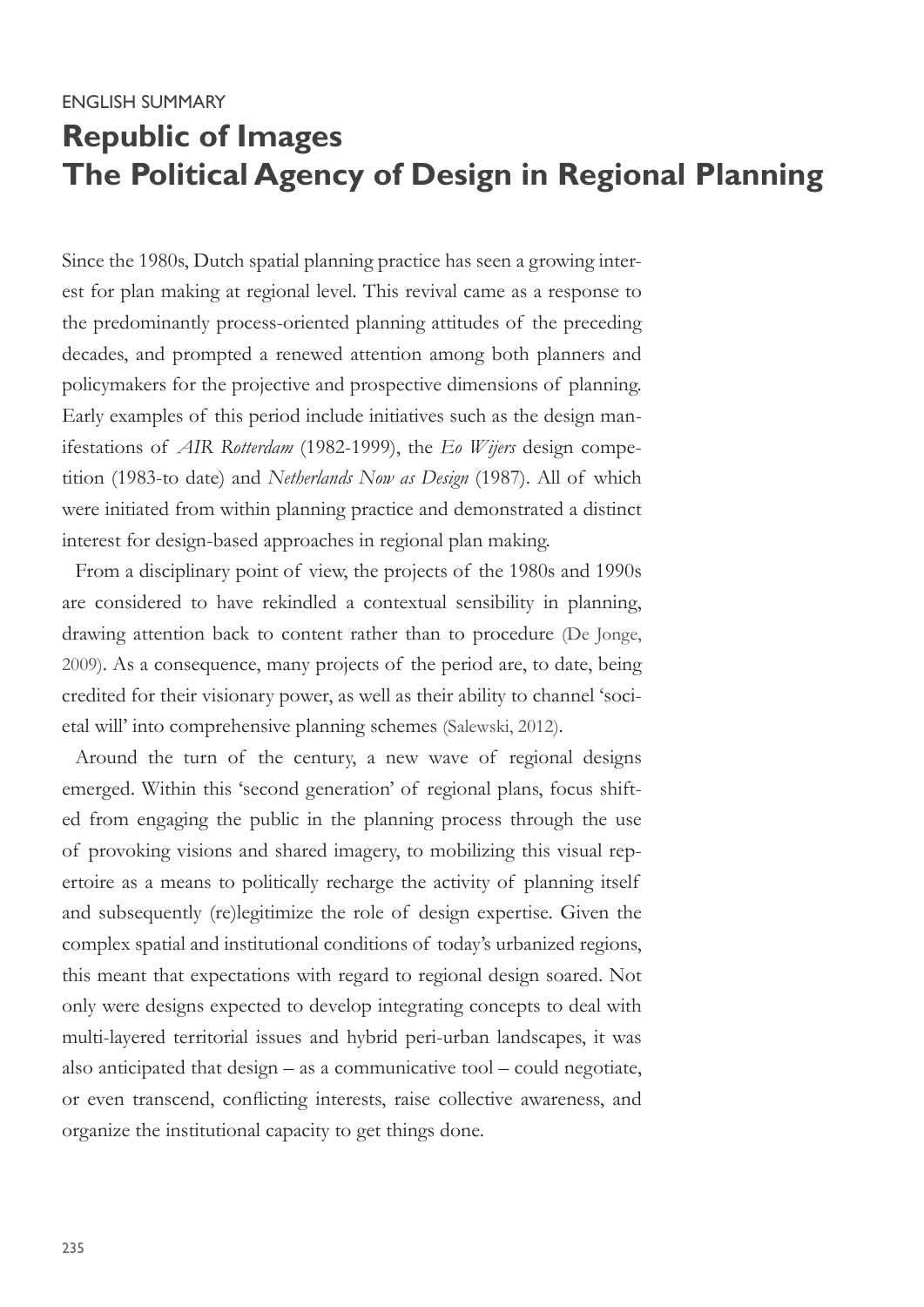ENGLISH SUMMARY

# Republic of Images
# The Political Agency of Design in Regional Planning

Since the 1980s, Dutch spatial planning practice has seen a growing interest for plan making at regional level. This revival came as a response to the predominantly process-oriented planning attitudes of the preceding decades, and prompted a renewed attention among both planners and policymakers for the projective and prospective dimensions of planning. Early examples of this period include initiatives such as the design manifestations of *AIR Rotterdam* (1982-1999), the *Eo Wijers* design competition (1983-to date) and *Netherlands Now as Design* (1987). All of which were initiated from within planning practice and demonstrated a distinct interest for design-based approaches in regional plan making.

From a disciplinary point of view, the projects of the 1980s and 1990s are considered to have rekindled a contextual sensibility in planning, drawing attention back to content rather than to procedure (De Jonge, 2009). As a consequence, many projects of the period are, to date, being credited for their visionary power, as well as their ability to channel 'societal will' into comprehensive planning schemes (Salewski, 2012).

Around the turn of the century, a new wave of regional designs emerged. Within this 'second generation' of regional plans, focus shifted from engaging the public in the planning process through the use of provoking visions and shared imagery, to mobilizing this visual repertoire as a means to politically recharge the activity of planning itself and subsequently (re)legitimize the role of design expertise. Given the complex spatial and institutional conditions of today's urbanized regions, this meant that expectations with regard to regional design soared. Not only were designs expected to develop integrating concepts to deal with multi-layered territorial issues and hybrid peri-urban landscapes, it was also anticipated that design – as a communicative tool – could negotiate, or even transcend, conflicting interests, raise collective awareness, and organize the institutional capacity to get things done.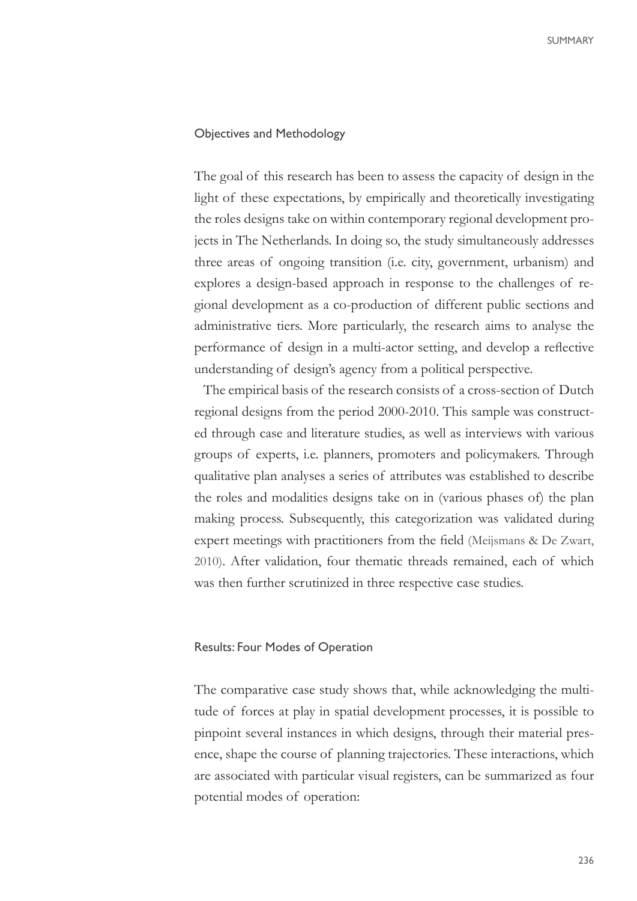## Objectives and Methodology

The goal of this research has been to assess the capacity of design in the light of these expectations, by empirically and theoretically investigating the roles designs take on within contemporary regional development projects in The Netherlands. In doing so, the study simultaneously addresses three areas of ongoing transition (i.e. city, government, urbanism) and explores a design-based approach in response to the challenges of regional development as a co-production of different public sections and administrative tiers. More particularly, the research aims to analyse the performance of design in a multi-actor setting, and develop a reflective understanding of design's agency from a political perspective.

The empirical basis of the research consists of a cross-section of Dutch regional designs from the period 2000-2010. This sample was constructed through case and literature studies, as well as interviews with various groups of experts, i.e. planners, promoters and policymakers. Through qualitative plan analyses a series of attributes was established to describe the roles and modalities designs take on in (various phases of) the plan making process. Subsequently, this categorization was validated during expert meetings with practitioners from the field (Meijsmans & De Zwart, 2010). After validation, four thematic threads remained, each of which was then further scrutinized in three respective case studies.

## Results: Four Modes of Operation

The comparative case study shows that, while acknowledging the multitude of forces at play in spatial development processes, it is possible to pinpoint several instances in which designs, through their material presence, shape the course of planning trajectories. These interactions, which are associated with particular visual registers, can be summarized as four potential modes of operation: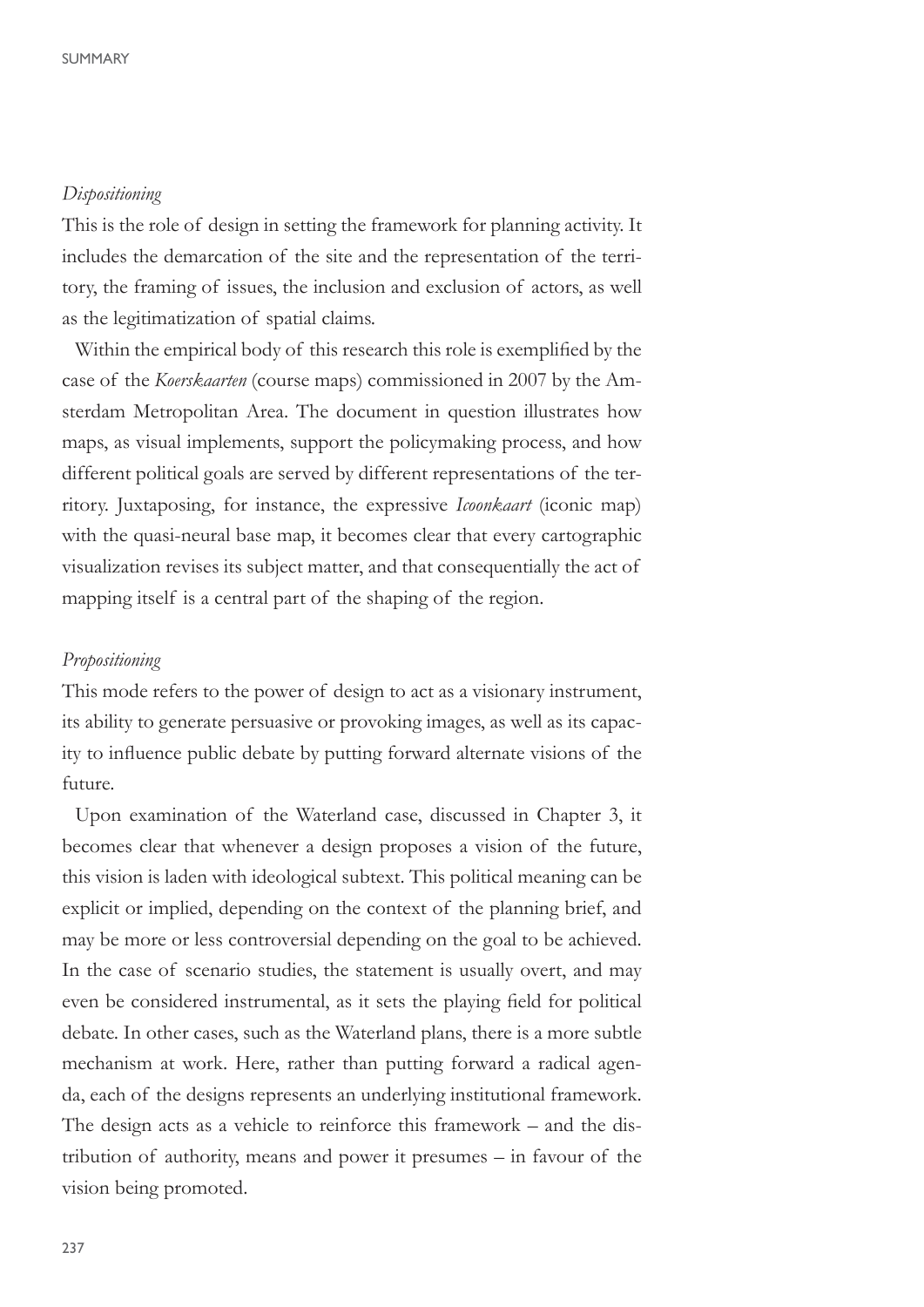*Dispositioning*

This is the role of design in setting the framework for planning activity. It includes the demarcation of the site and the representation of the territory, the framing of issues, the inclusion and exclusion of actors, as well as the legitimatization of spatial claims.

Within the empirical body of this research this role is exemplified by the case of the *Koerskaarten* (course maps) commissioned in 2007 by the Amsterdam Metropolitan Area. The document in question illustrates how maps, as visual implements, support the policymaking process, and how different political goals are served by different representations of the territory. Juxtaposing, for instance, the expressive *Icoonkaart* (iconic map) with the quasi-neural base map, it becomes clear that every cartographic visualization revises its subject matter, and that consequentially the act of mapping itself is a central part of the shaping of the region.

*Propositioning*

This mode refers to the power of design to act as a visionary instrument, its ability to generate persuasive or provoking images, as well as its capacity to influence public debate by putting forward alternate visions of the future.

Upon examination of the Waterland case, discussed in Chapter 3, it becomes clear that whenever a design proposes a vision of the future, this vision is laden with ideological subtext. This political meaning can be explicit or implied, depending on the context of the planning brief, and may be more or less controversial depending on the goal to be achieved. In the case of scenario studies, the statement is usually overt, and may even be considered instrumental, as it sets the playing field for political debate. In other cases, such as the Waterland plans, there is a more subtle mechanism at work. Here, rather than putting forward a radical agenda, each of the designs represents an underlying institutional framework. The design acts as a vehicle to reinforce this framework – and the distribution of authority, means and power it presumes – in favour of the vision being promoted.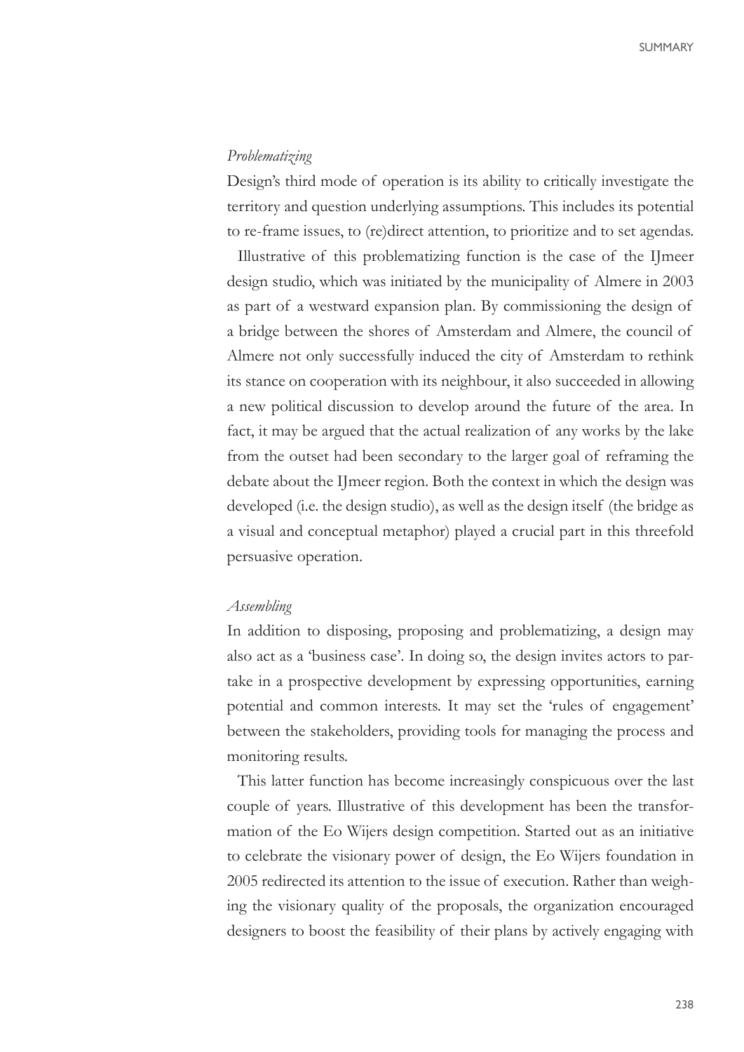*Problematizing*

Design's third mode of operation is its ability to critically investigate the territory and question underlying assumptions. This includes its potential to re-frame issues, to (re)direct attention, to prioritize and to set agendas.

Illustrative of this problematizing function is the case of the IJmeer design studio, which was initiated by the municipality of Almere in 2003 as part of a westward expansion plan. By commissioning the design of a bridge between the shores of Amsterdam and Almere, the council of Almere not only successfully induced the city of Amsterdam to rethink its stance on cooperation with its neighbour, it also succeeded in allowing a new political discussion to develop around the future of the area. In fact, it may be argued that the actual realization of any works by the lake from the outset had been secondary to the larger goal of reframing the debate about the IJmeer region. Both the context in which the design was developed (i.e. the design studio), as well as the design itself (the bridge as a visual and conceptual metaphor) played a crucial part in this threefold persuasive operation.

*Assembling*

In addition to disposing, proposing and problematizing, a design may also act as a 'business case'. In doing so, the design invites actors to partake in a prospective development by expressing opportunities, earning potential and common interests. It may set the 'rules of engagement' between the stakeholders, providing tools for managing the process and monitoring results.

This latter function has become increasingly conspicuous over the last couple of years. Illustrative of this development has been the transformation of the Eo Wijers design competition. Started out as an initiative to celebrate the visionary power of design, the Eo Wijers foundation in 2005 redirected its attention to the issue of execution. Rather than weighing the visionary quality of the proposals, the organization encouraged designers to boost the feasibility of their plans by actively engaging with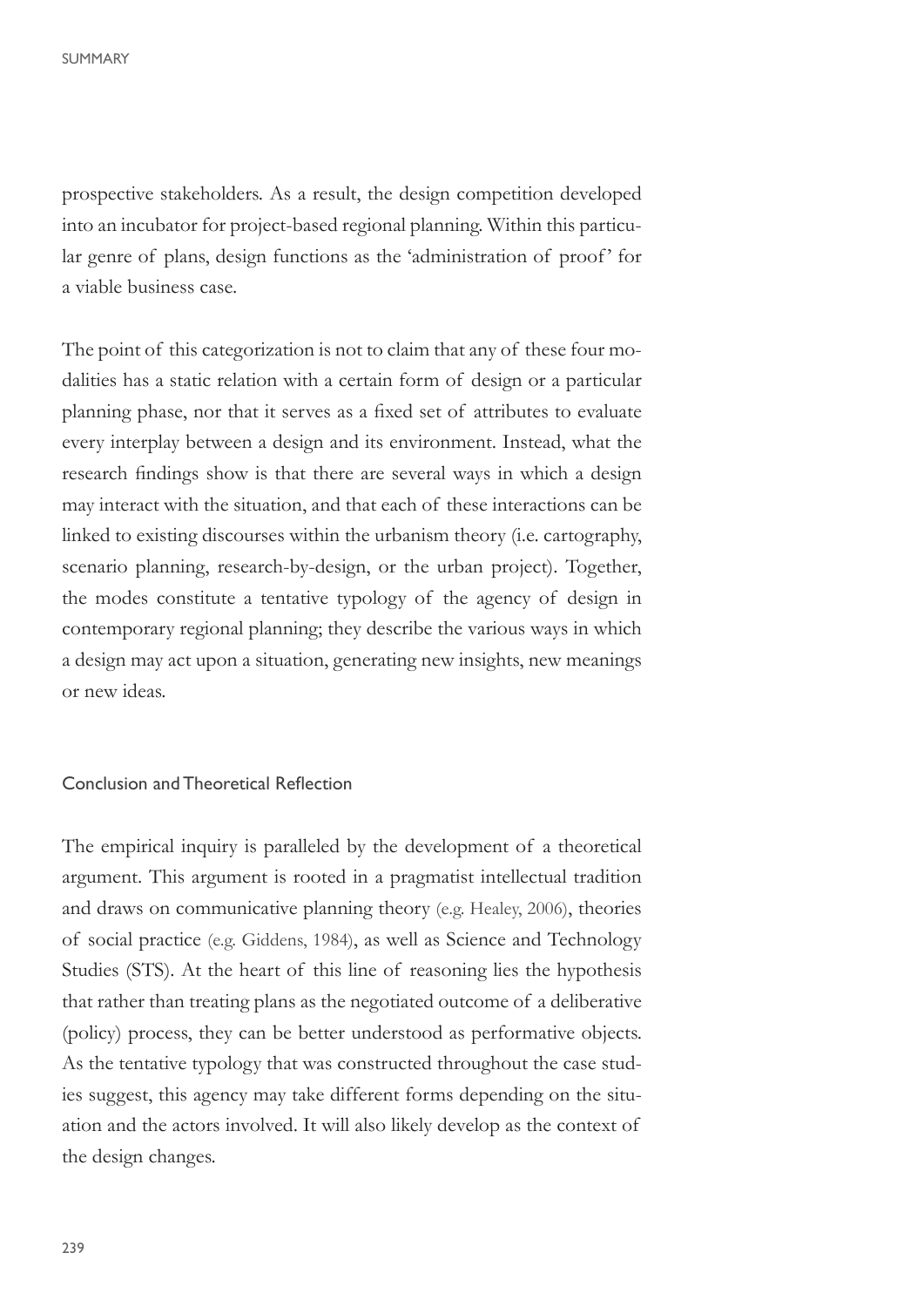prospective stakeholders. As a result, the design competition developed into an incubator for project-based regional planning. Within this particular genre of plans, design functions as the 'administration of proof' for a viable business case.

The point of this categorization is not to claim that any of these four modalities has a static relation with a certain form of design or a particular planning phase, nor that it serves as a fixed set of attributes to evaluate every interplay between a design and its environment. Instead, what the research findings show is that there are several ways in which a design may interact with the situation, and that each of these interactions can be linked to existing discourses within the urbanism theory (i.e. cartography, scenario planning, research-by-design, or the urban project). Together, the modes constitute a tentative typology of the agency of design in contemporary regional planning; they describe the various ways in which a design may act upon a situation, generating new insights, new meanings or new ideas.

## Conclusion and Theoretical Reflection

The empirical inquiry is paralleled by the development of a theoretical argument. This argument is rooted in a pragmatist intellectual tradition and draws on communicative planning theory (e.g. Healey, 2006), theories of social practice (e.g. Giddens, 1984), as well as Science and Technology Studies (STS). At the heart of this line of reasoning lies the hypothesis that rather than treating plans as the negotiated outcome of a deliberative (policy) process, they can be better understood as performative objects. As the tentative typology that was constructed throughout the case studies suggest, this agency may take different forms depending on the situation and the actors involved. It will also likely develop as the context of the design changes.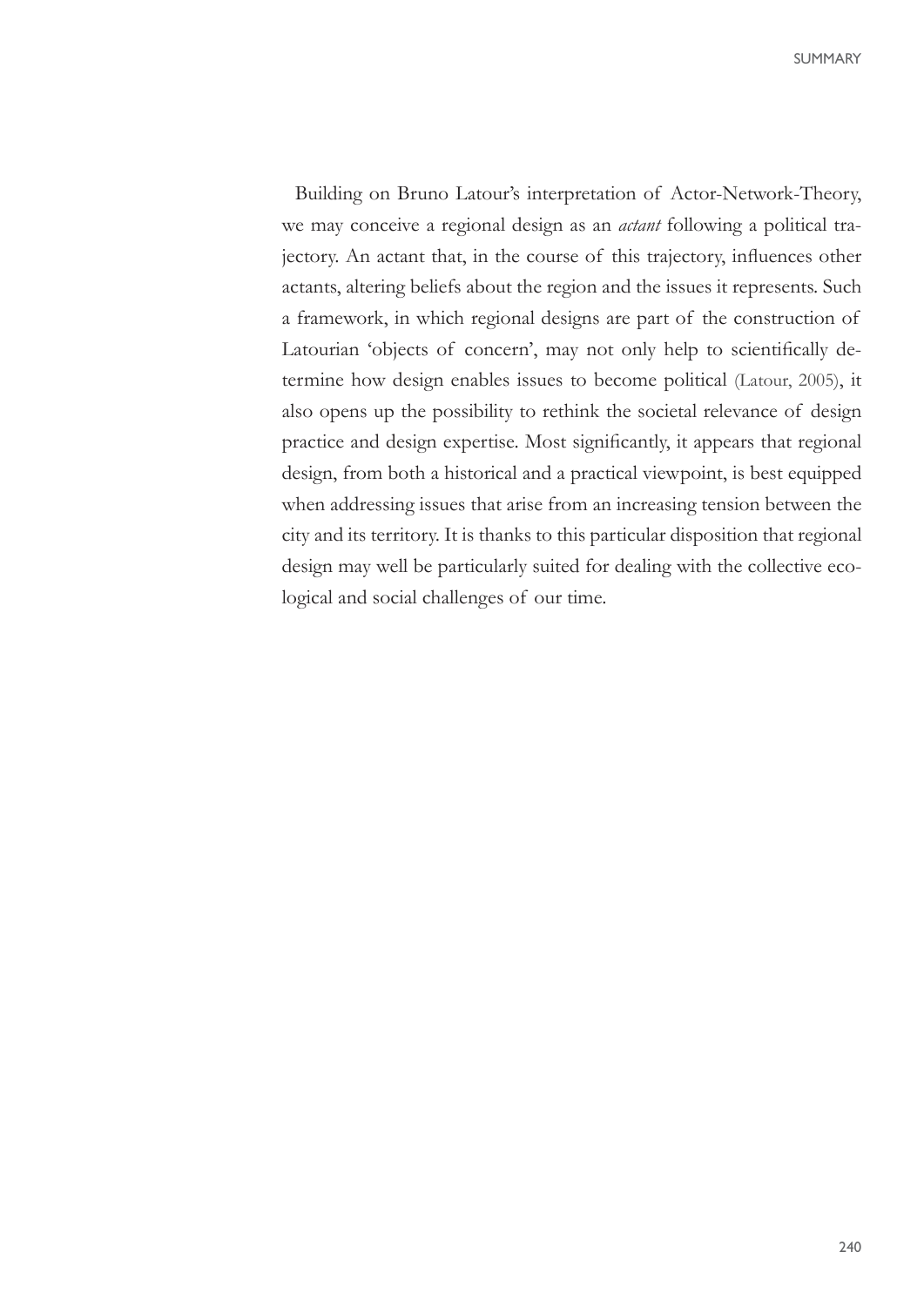Building on Bruno Latour's interpretation of Actor-Network-Theory, we may conceive a regional design as an *actant* following a political trajectory. An actant that, in the course of this trajectory, influences other actants, altering beliefs about the region and the issues it represents. Such a framework, in which regional designs are part of the construction of Latourian 'objects of concern', may not only help to scientifically determine how design enables issues to become political (Latour, 2005), it also opens up the possibility to rethink the societal relevance of design practice and design expertise. Most significantly, it appears that regional design, from both a historical and a practical viewpoint, is best equipped when addressing issues that arise from an increasing tension between the city and its territory. It is thanks to this particular disposition that regional design may well be particularly suited for dealing with the collective ecological and social challenges of our time.